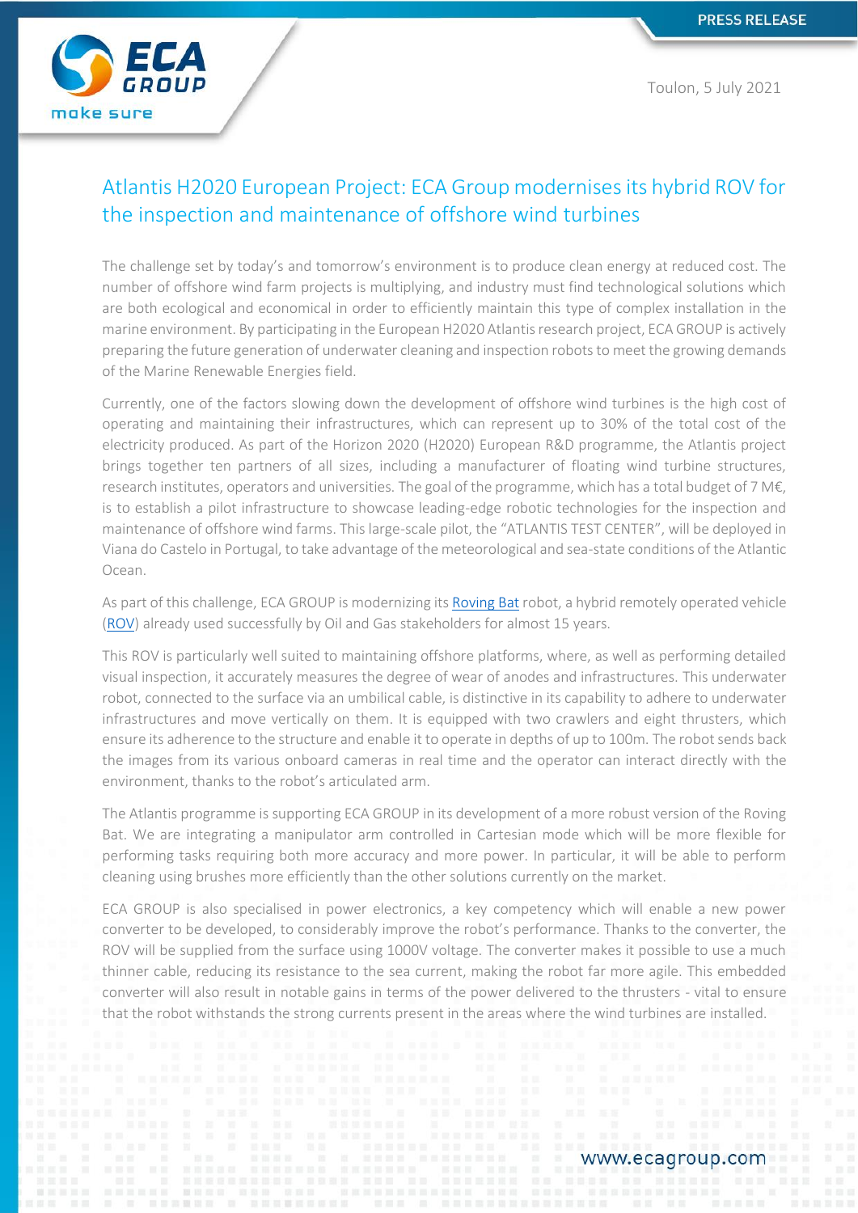PRESS RELEASE

Toulon, 5 July 2021

# Atlantis H2020 European Project: ECA Group modernises its hybrid ROV for the inspection and maintenance of offshore wind turbines

The challenge set by today's and tomorrow's environment is to produce clean energy at reduced cost. The number of offshore wind farm projects is multiplying, and industry must find technological solutions which are both ecological and economical in order to efficiently maintain this type of complex installation in the marine environment. By participating in the European H2020 Atlantis research project, ECA GROUP is actively preparing the future generation of underwater cleaning and inspection robots to meet the growing demands of the Marine Renewable Energies field.

Currently, one of the factors slowing down the development of offshore wind turbines is the high cost of operating and maintaining their infrastructures, which can represent up to 30% of the total cost of the electricity produced. As part of the Horizon 2020 (H2020) European R&D programme, the Atlantis project brings together ten partners of all sizes, including a manufacturer of floating wind turbine structures, research institutes, operators and universities. The goal of the programme, which has a total budget of 7 M€, is to establish a pilot infrastructure to showcase leading-edge robotic technologies for the inspection and maintenance of offshore wind farms. This large-scale pilot, the "ATLANTIS TEST CENTER", will be deployed in Viana do Castelo in Portugal, to take advantage of the meteorological and sea-state conditions of the Atlantic Ocean.

As part of this challenge, ECA GROUP is modernizing its Roving Bat robot, a hybrid remotely operated vehicle (ROV) already used successfully by Oil and Gas stakeholders for almost 15 years.

This ROV is particularly well suited to maintaining offshore platforms, where, as well as performing detailed visual inspection, it accurately measures the degree of wear of anodes and infrastructures. This underwater robot, connected to the surface via an umbilical cable, is distinctive in its capability to adhere to underwater infrastructures and move vertically on them. It is equipped with two crawlers and eight thrusters, which ensure its adherence to the structure and enable it to operate in depths of up to 100m. The robot sends back the images from its various onboard cameras in real time and the operator can interact directly with the environment, thanks to the robot's articulated arm.

The Atlantis programme is supporting ECA GROUP in its development of a more robust version of the Roving Bat. We are integrating a manipulator arm controlled in Cartesian mode which will be more flexible for performing tasks requiring both more accuracy and more power. In particular, it will be able to perform cleaning using brushes more efficiently than the other solutions currently on the market.

ECA GROUP is also specialised in power electronics, a key competency which will enable a new power converter to be developed, to considerably improve the robot's performance. Thanks to the converter, the ROV will be supplied from the surface using 1000V voltage. The converter makes it possible to use a much thinner cable, reducing its resistance to the sea current, making the robot far more agile. This embedded converter will also result in notable gains in terms of the power delivered to the thrusters - vital to ensure that the robot withstands the strong currents present in the areas where the wind turbines are installed.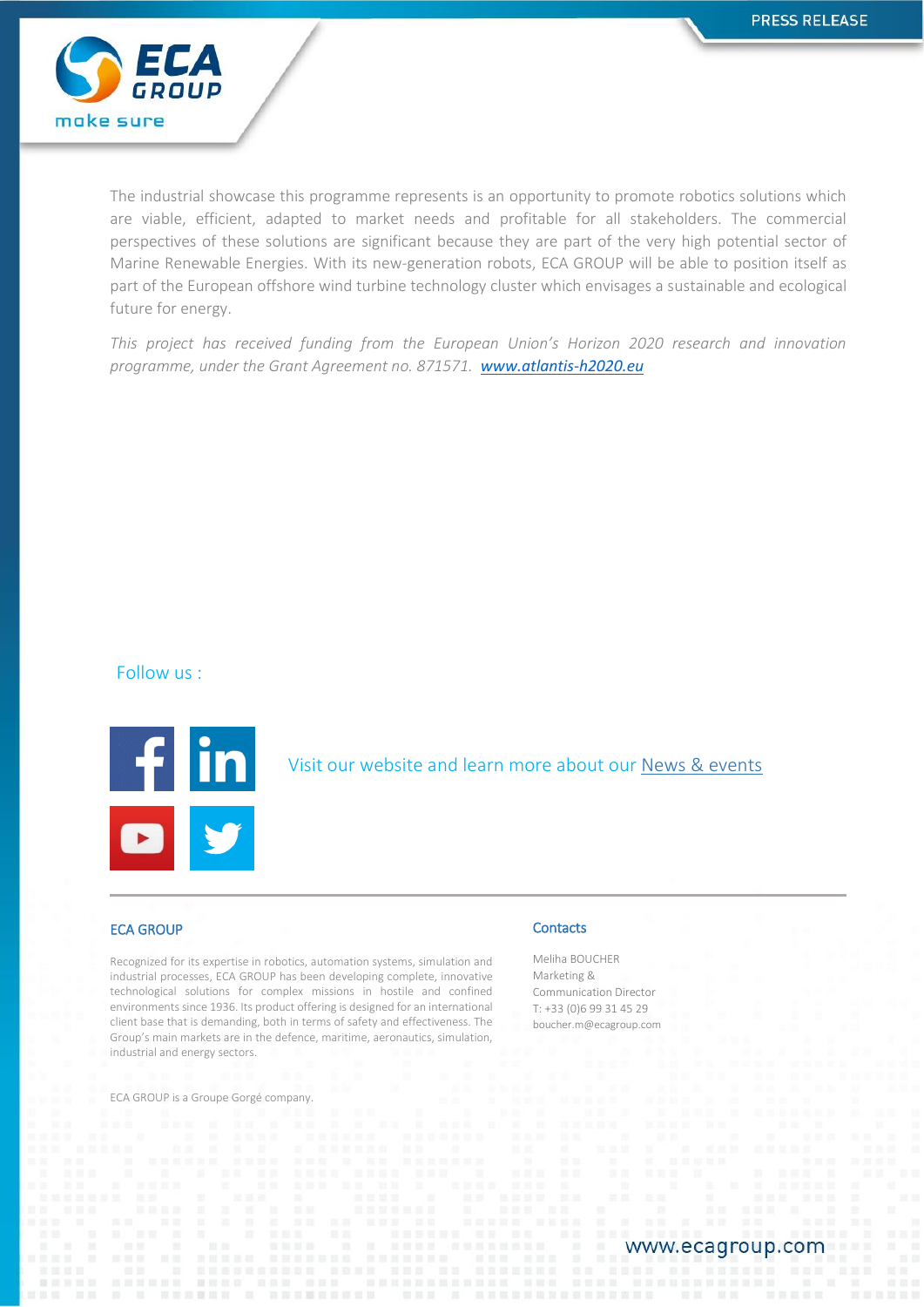The industrial showcase this programme represents is an opportunity to promote robotics solutions which are viable, efficient, adapted to market needs and profitable for all stakeholders. The commercial perspectives of these solutions are significant because they are part of the very high potential sector of Marine Renewable Energies. With its new-generation robots, ECA GROUP will be able to position itself as part of the European offshore wind turbine technology cluster which envisages a sustainable and ecological future for energy.

*This project has received funding from the European Union's Horizon 2020 research and innovation programme, under the Grant Agreement no. 871571.* ***www.atlantis-h2020.eu***

Follow us :

Visit our website and learn more about our News & events

## ECA GROUP

Recognized for its expertise in robotics, automation systems, simulation and industrial processes, ECA GROUP has been developing complete, innovative technological solutions for complex missions in hostile and confined environments since 1936. Its product offering is designed for an international client base that is demanding, both in terms of safety and effectiveness. The Group's main markets are in the defence, maritime, aeronautics, simulation, industrial and energy sectors.

ECA GROUP is a Groupe Gorgé company.

## Contacts

Meliha BOUCHER
Marketing &
Communication Director
T: +33 (0)6 99 31 45 29
boucher.m@ecagroup.com

www.ecagroup.com